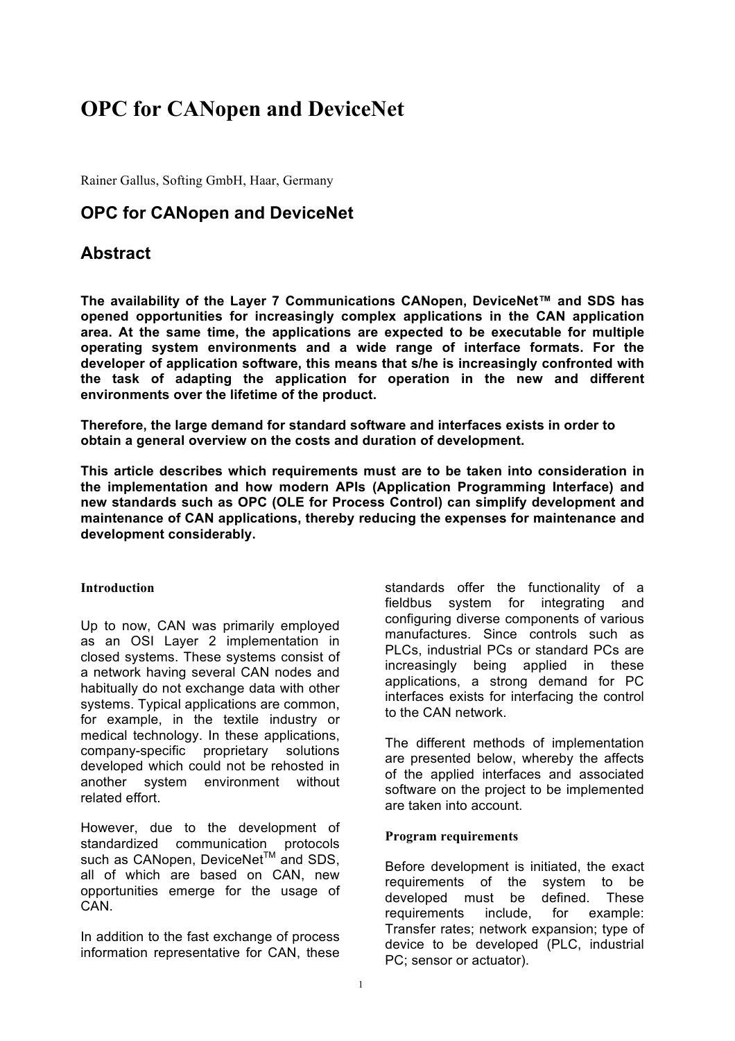# OPC for CANopen and DeviceNet

Rainer Gallus, Softing GmbH, Haar, Germany

## OPC for CANopen and DeviceNet

## Abstract

**The availability of the Layer 7 Communications CANopen, DeviceNet™ and SDS has opened opportunities for increasingly complex applications in the CAN application area. At the same time, the applications are expected to be executable for multiple operating system environments and a wide range of interface formats. For the developer of application software, this means that s/he is increasingly confronted with the task of adapting the application for operation in the new and different environments over the lifetime of the product.**

**Therefore, the large demand for standard software and interfaces exists in order to obtain a general overview on the costs and duration of development.**

**This article describes which requirements must are to be taken into consideration in the implementation and how modern APIs (Application Programming Interface) and new standards such as OPC (OLE for Process Control) can simplify development and maintenance of CAN applications, thereby reducing the expenses for maintenance and development considerably.**

### Introduction

Up to now, CAN was primarily employed as an OSI Layer 2 implementation in closed systems. These systems consist of a network having several CAN nodes and habitually do not exchange data with other systems. Typical applications are common, for example, in the textile industry or medical technology. In these applications, company-specific proprietary solutions developed which could not be rehosted in another system environment without related effort.

However, due to the development of standardized communication protocols such as CANopen, DeviceNet™ and SDS, all of which are based on CAN, new opportunities emerge for the usage of CAN.

In addition to the fast exchange of process information representative for CAN, these standards offer the functionality of a fieldbus system for integrating and configuring diverse components of various manufactures. Since controls such as PLCs, industrial PCs or standard PCs are increasingly being applied in these applications, a strong demand for PC interfaces exists for interfacing the control to the CAN network.

The different methods of implementation are presented below, whereby the affects of the applied interfaces and associated software on the project to be implemented are taken into account.

### Program requirements

Before development is initiated, the exact requirements of the system to be developed must be defined. These requirements include, for example: Transfer rates; network expansion; type of device to be developed (PLC, industrial PC; sensor or actuator).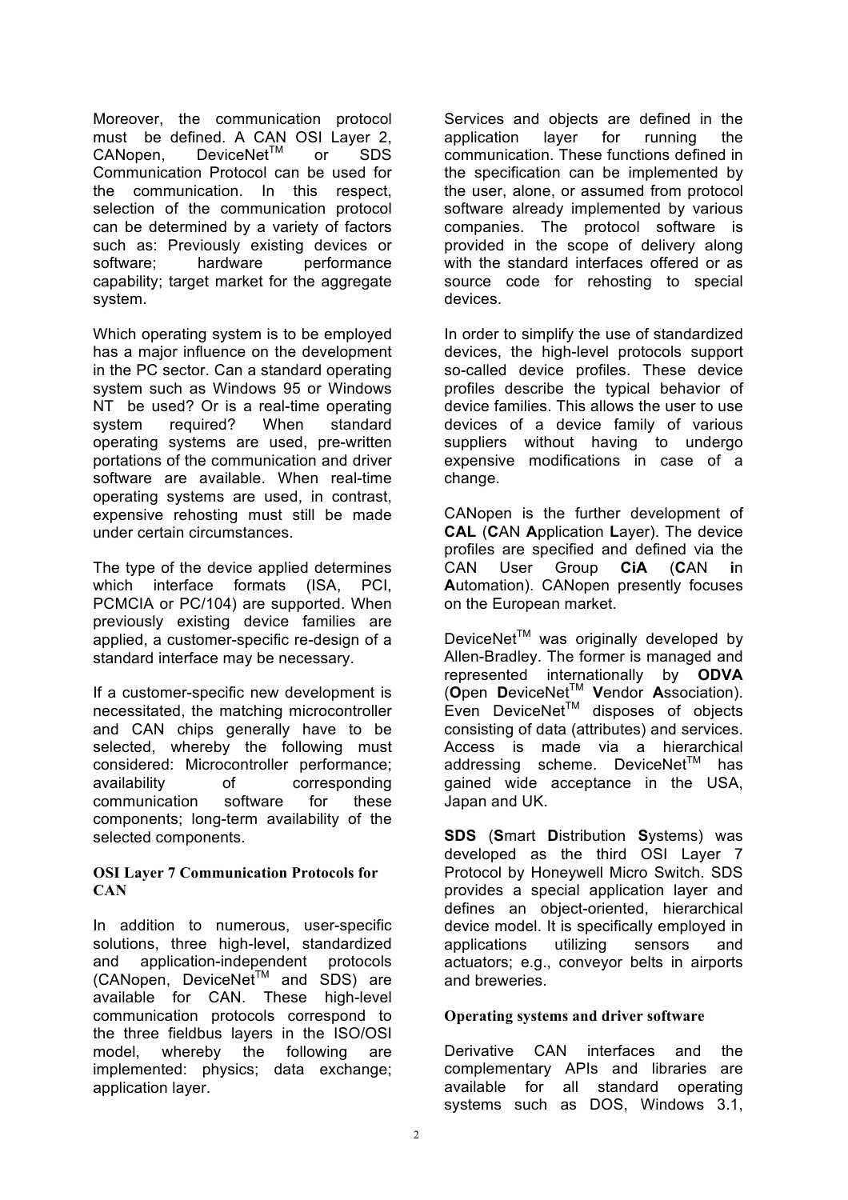Moreover, the communication protocol must be defined. A CAN OSI Layer 2, CANopen, DeviceNet™ or SDS Communication Protocol can be used for the communication. In this respect, selection of the communication protocol can be determined by a variety of factors such as: Previously existing devices or software; hardware performance capability; target market for the aggregate system.

Which operating system is to be employed has a major influence on the development in the PC sector. Can a standard operating system such as Windows 95 or Windows NT be used? Or is a real-time operating system required? When standard operating systems are used, pre-written portations of the communication and driver software are available. When real-time operating systems are used, in contrast, expensive rehosting must still be made under certain circumstances.

The type of the device applied determines which interface formats (ISA, PCI, PCMCIA or PC/104) are supported. When previously existing device families are applied, a customer-specific re-design of a standard interface may be necessary.

If a customer-specific new development is necessitated, the matching microcontroller and CAN chips generally have to be selected, whereby the following must considered: Microcontroller performance; availability of corresponding communication software for these components; long-term availability of the selected components.

### OSI Layer 7 Communication Protocols for CAN

In addition to numerous, user-specific solutions, three high-level, standardized and application-independent protocols (CANopen, DeviceNet™ and SDS) are available for CAN. These high-level communication protocols correspond to the three fieldbus layers in the ISO/OSI model, whereby the following are implemented: physics; data exchange; application layer.

Services and objects are defined in the application layer for running the communication. These functions defined in the specification can be implemented by the user, alone, or assumed from protocol software already implemented by various companies. The protocol software is provided in the scope of delivery along with the standard interfaces offered or as source code for rehosting to special devices.

In order to simplify the use of standardized devices, the high-level protocols support so-called device profiles. These device profiles describe the typical behavior of device families. This allows the user to use devices of a device family of various suppliers without having to undergo expensive modifications in case of a change.

CANopen is the further development of **CAL** (**C**AN **A**pplication **L**ayer). The device profiles are specified and defined via the CAN User Group **CiA** (**C**AN **i**n **A**utomation). CANopen presently focuses on the European market.

DeviceNet™ was originally developed by Allen-Bradley. The former is managed and represented internationally by **ODVA** (**O**pen **D**eviceNet™ **V**endor **A**ssociation). Even DeviceNet™ disposes of objects consisting of data (attributes) and services. Access is made via a hierarchical addressing scheme. DeviceNet™ has gained wide acceptance in the USA, Japan and UK.

**SDS** (**S**mart **D**istribution **S**ystems) was developed as the third OSI Layer 7 Protocol by Honeywell Micro Switch. SDS provides a special application layer and defines an object-oriented, hierarchical device model. It is specifically employed in applications utilizing sensors and actuators; e.g., conveyor belts in airports and breweries.

### Operating systems and driver software

Derivative CAN interfaces and the complementary APIs and libraries are available for all standard operating systems such as DOS, Windows 3.1,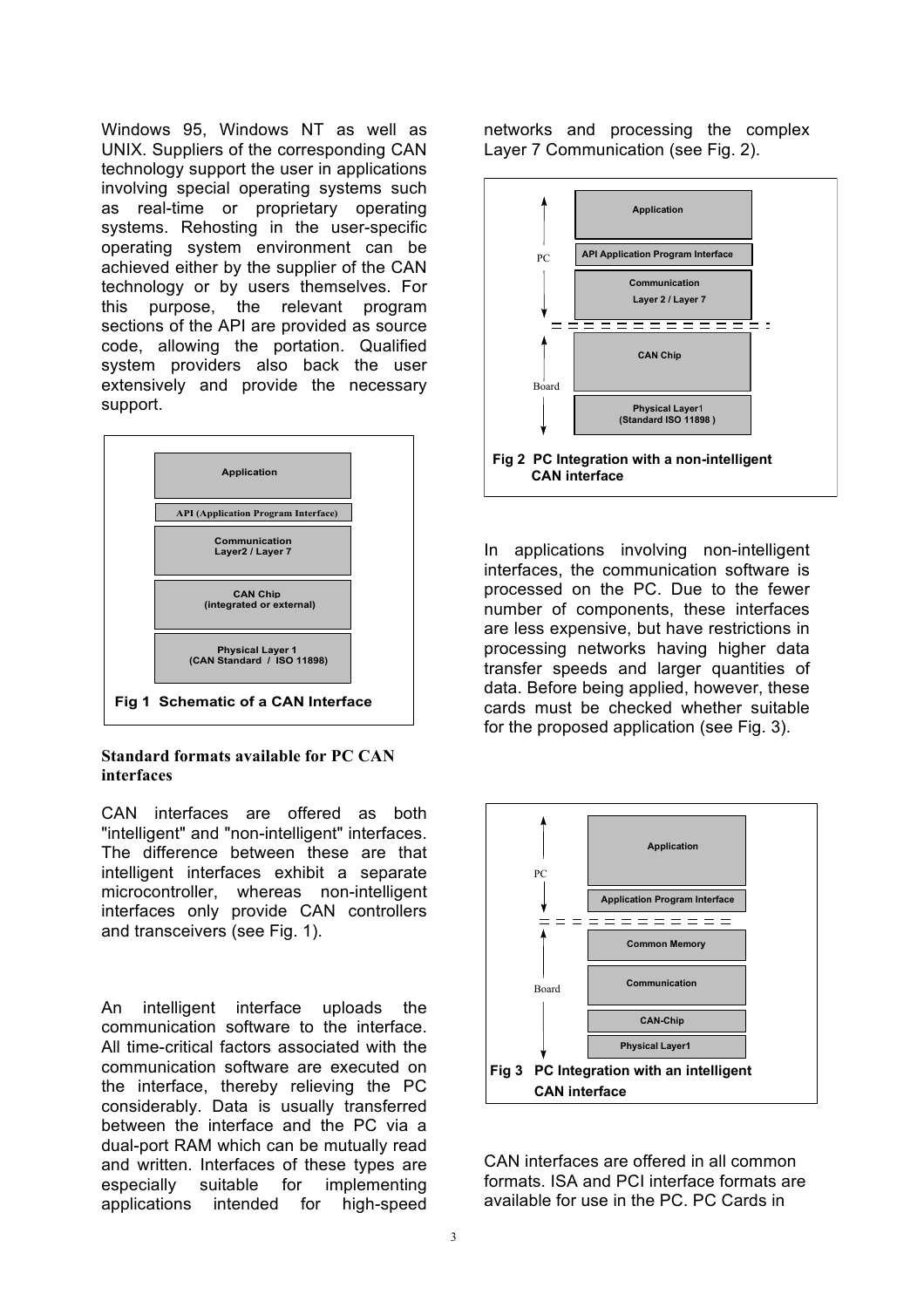Windows 95, Windows NT as well as UNIX. Suppliers of the corresponding CAN technology support the user in applications involving special operating systems such as real-time or proprietary operating systems. Rehosting in the user-specific operating system environment can be achieved either by the supplier of the CAN technology or by users themselves. For this purpose, the relevant program sections of the API are provided as source code, allowing the portation. Qualified system providers also back the user extensively and provide the necessary support.

Application

API (Application Program Interface)

Communication
Layer2 / Layer 7

CAN Chip
(integrated or external)

Physical Layer 1
(CAN Standard / ISO 11898)

**Fig 1 Schematic of a CAN Interface**

### Standard formats available for PC CAN interfaces

CAN interfaces are offered as both "intelligent" and "non-intelligent" interfaces. The difference between these are that intelligent interfaces exhibit a separate microcontroller, whereas non-intelligent interfaces only provide CAN controllers and transceivers (see Fig. 1).

An intelligent interface uploads the communication software to the interface. All time-critical factors associated with the communication software are executed on the interface, thereby relieving the PC considerably. Data is usually transferred between the interface and the PC via a dual-port RAM which can be mutually read and written. Interfaces of these types are especially suitable for implementing applications intended for high-speed networks and processing the complex Layer 7 Communication (see Fig. 2).

PC

Application

API Application Program Interface

Communication
Layer 2 / Layer 7

Board

CAN Chip

Physical Layer1
(Standard ISO 11898 )

**Fig 2 PC Integration with a non-intelligent CAN interface**

In applications involving non-intelligent interfaces, the communication software is processed on the PC. Due to the fewer number of components, these interfaces are less expensive, but have restrictions in processing networks having higher data transfer speeds and larger quantities of data. Before being applied, however, these cards must be checked whether suitable for the proposed application (see Fig. 3).

PC

Application

Application Program Interface

Board

Common Memory

Communication

CAN-Chip

Physical Layer1

**Fig 3 PC Integration with an intelligent CAN interface**

CAN interfaces are offered in all common formats. ISA and PCI interface formats are available for use in the PC. PC Cards in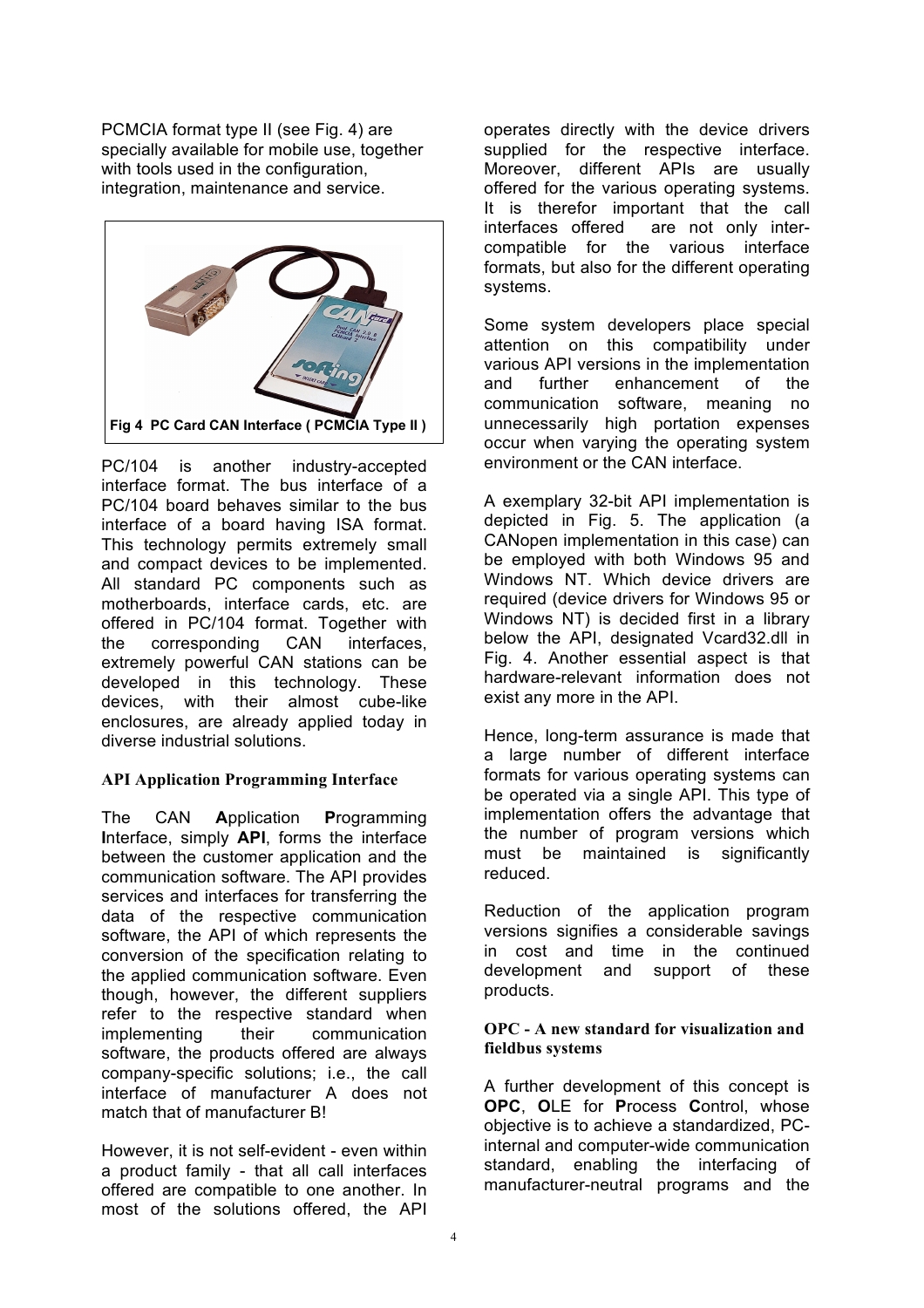PCMCIA format type II (see Fig. 4) are specially available for mobile use, together with tools used in the configuration, integration, maintenance and service.

**Fig 4 PC Card CAN Interface ( PCMCIA Type II )**

PC/104 is another industry-accepted interface format. The bus interface of a PC/104 board behaves similar to the bus interface of a board having ISA format. This technology permits extremely small and compact devices to be implemented. All standard PC components such as motherboards, interface cards, etc. are offered in PC/104 format. Together with the corresponding CAN interfaces, extremely powerful CAN stations can be developed in this technology. These devices, with their almost cube-like enclosures, are already applied today in diverse industrial solutions.

### API Application Programming Interface

The CAN **A**pplication **P**rogramming **I**nterface, simply **API**, forms the interface between the customer application and the communication software. The API provides services and interfaces for transferring the data of the respective communication software, the API of which represents the conversion of the specification relating to the applied communication software. Even though, however, the different suppliers refer to the respective standard when implementing their communication software, the products offered are always company-specific solutions; i.e., the call interface of manufacturer A does not match that of manufacturer B!

However, it is not self-evident - even within a product family - that all call interfaces offered are compatible to one another. In most of the solutions offered, the API operates directly with the device drivers supplied for the respective interface. Moreover, different APIs are usually offered for the various operating systems. It is therefor important that the call interfaces offered are not only inter-compatible for the various interface formats, but also for the different operating systems.

Some system developers place special attention on this compatibility under various API versions in the implementation and further enhancement of the communication software, meaning no unnecessarily high portation expenses occur when varying the operating system environment or the CAN interface.

A exemplary 32-bit API implementation is depicted in Fig. 5. The application (a CANopen implementation in this case) can be employed with both Windows 95 and Windows NT. Which device drivers are required (device drivers for Windows 95 or Windows NT) is decided first in a library below the API, designated Vcard32.dll in Fig. 4. Another essential aspect is that hardware-relevant information does not exist any more in the API.

Hence, long-term assurance is made that a large number of different interface formats for various operating systems can be operated via a single API. This type of implementation offers the advantage that the number of program versions which must be maintained is significantly reduced.

Reduction of the application program versions signifies a considerable savings in cost and time in the continued development and support of these products.

### OPC - A new standard for visualization and fieldbus systems

A further development of this concept is **OPC**, **O**LE for **P**rocess **C**ontrol, whose objective is to achieve a standardized, PC-internal and computer-wide communication standard, enabling the interfacing of manufacturer-neutral programs and the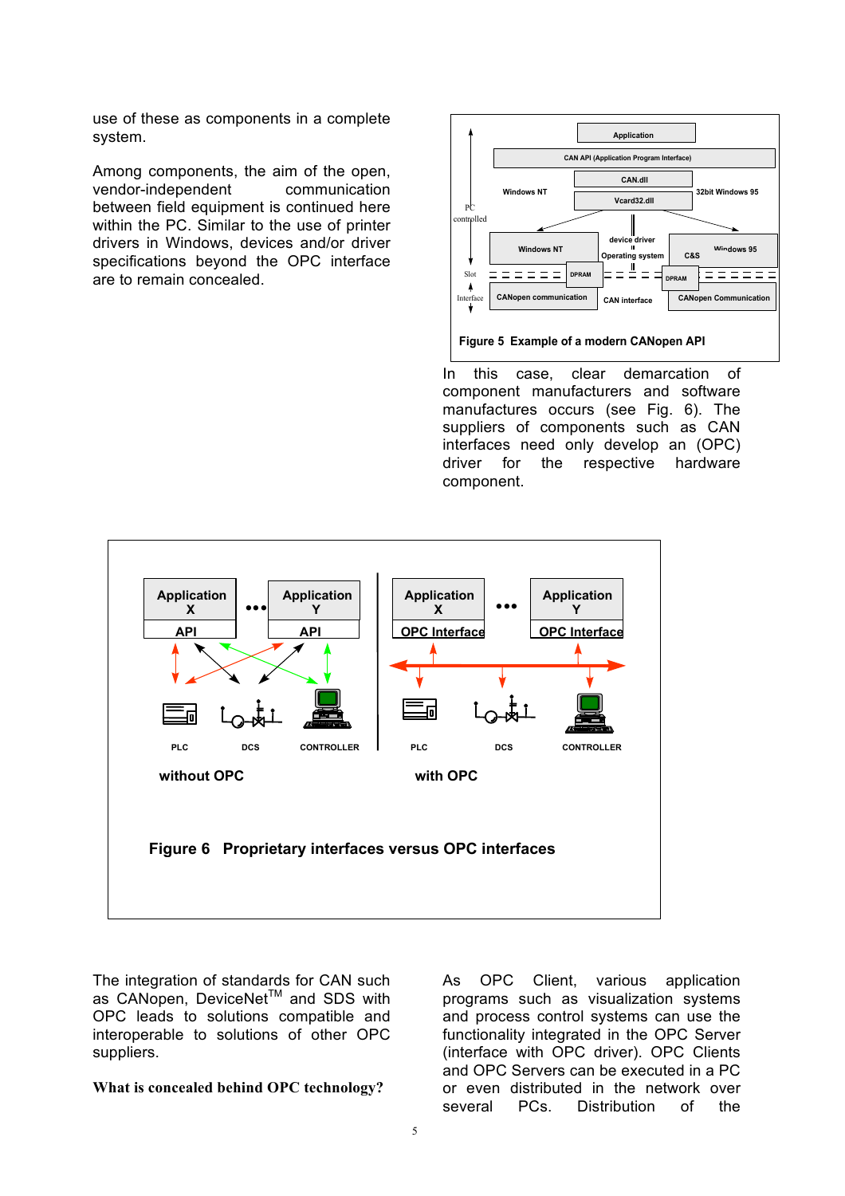use of these as components in a complete system.

Among components, the aim of the open, vendor-independent communication between field equipment is continued here within the PC. Similar to the use of printer drivers in Windows, devices and/or driver specifications beyond the OPC interface are to remain concealed.

**Figure 5 Example of a modern CANopen API**

In this case, clear demarcation of component manufacturers and software manufactures occurs (see Fig. 6). The suppliers of components such as CAN interfaces need only develop an (OPC) driver for the respective hardware component.

**Figure 6 Proprietary interfaces versus OPC interfaces**

The integration of standards for CAN such as CANopen, DeviceNet™ and SDS with OPC leads to solutions compatible and interoperable to solutions of other OPC suppliers.

**What is concealed behind OPC technology?**

As OPC Client, various application programs such as visualization systems and process control systems can use the functionality integrated in the OPC Server (interface with OPC driver). OPC Clients and OPC Servers can be executed in a PC or even distributed in the network over several PCs. Distribution of the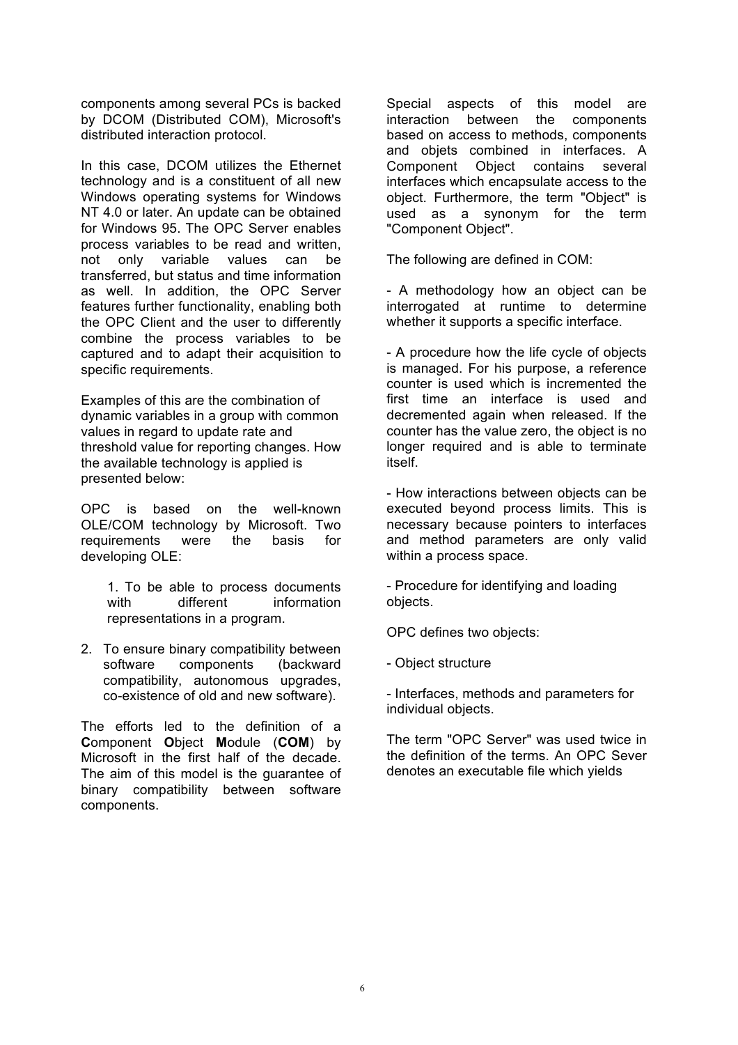components among several PCs is backed by DCOM (Distributed COM), Microsoft's distributed interaction protocol.

In this case, DCOM utilizes the Ethernet technology and is a constituent of all new Windows operating systems for Windows NT 4.0 or later. An update can be obtained for Windows 95. The OPC Server enables process variables to be read and written, not only variable values can be transferred, but status and time information as well. In addition, the OPC Server features further functionality, enabling both the OPC Client and the user to differently combine the process variables to be captured and to adapt their acquisition to specific requirements.

Examples of this are the combination of dynamic variables in a group with common values in regard to update rate and threshold value for reporting changes. How the available technology is applied is presented below:

OPC is based on the well-known OLE/COM technology by Microsoft. Two requirements were the basis for developing OLE:

1. To be able to process documents with different information representations in a program.
2. To ensure binary compatibility between software components (backward compatibility, autonomous upgrades, co-existence of old and new software).

The efforts led to the definition of a **C**omponent **O**bject **M**odule (**COM**) by Microsoft in the first half of the decade. The aim of this model is the guarantee of binary compatibility between software components.

Special aspects of this model are interaction between the components based on access to methods, components and objets combined in interfaces. A Component Object contains several interfaces which encapsulate access to the object. Furthermore, the term "Object" is used as a synonym for the term "Component Object".

The following are defined in COM:

- A methodology how an object can be interrogated at runtime to determine whether it supports a specific interface.

- A procedure how the life cycle of objects is managed. For his purpose, a reference counter is used which is incremented the first time an interface is used and decremented again when released. If the counter has the value zero, the object is no longer required and is able to terminate itself.

- How interactions between objects can be executed beyond process limits. This is necessary because pointers to interfaces and method parameters are only valid within a process space.

- Procedure for identifying and loading objects.

OPC defines two objects:

- Object structure

- Interfaces, methods and parameters for individual objects.

The term "OPC Server" was used twice in the definition of the terms. An OPC Sever denotes an executable file which yields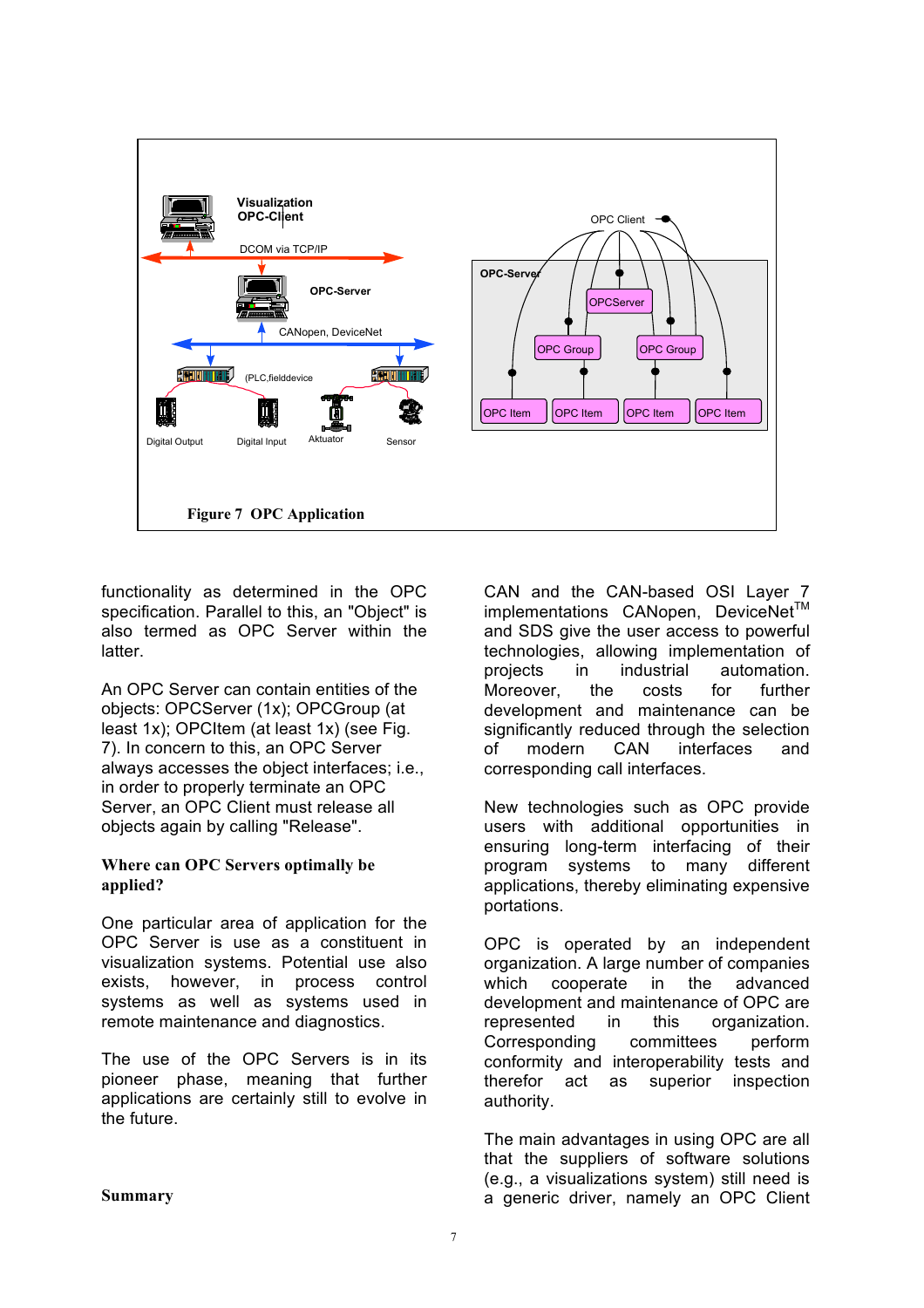**Figure 7 OPC Application**

functionality as determined in the OPC specification. Parallel to this, an "Object" is also termed as OPC Server within the latter.

An OPC Server can contain entities of the objects: OPCServer (1x); OPCGroup (at least 1x); OPCItem (at least 1x) (see Fig. 7). In concern to this, an OPC Server always accesses the object interfaces; i.e., in order to properly terminate an OPC Server, an OPC Client must release all objects again by calling "Release".

**Where can OPC Servers optimally be applied?**

One particular area of application for the OPC Server is use as a constituent in visualization systems. Potential use also exists, however, in process control systems as well as systems used in remote maintenance and diagnostics.

The use of the OPC Servers is in its pioneer phase, meaning that further applications are certainly still to evolve in the future.

**Summary**

CAN and the CAN-based OSI Layer 7 implementations CANopen, DeviceNet™ and SDS give the user access to powerful technologies, allowing implementation of projects in industrial automation. Moreover, the costs for further development and maintenance can be significantly reduced through the selection of modern CAN interfaces and corresponding call interfaces.

New technologies such as OPC provide users with additional opportunities in ensuring long-term interfacing of their program systems to many different applications, thereby eliminating expensive portations.

OPC is operated by an independent organization. A large number of companies which cooperate in the advanced development and maintenance of OPC are represented in this organization. Corresponding committees perform conformity and interoperability tests and therefor act as superior inspection authority.

The main advantages in using OPC are all that the suppliers of software solutions (e.g., a visualizations system) still need is a generic driver, namely an OPC Client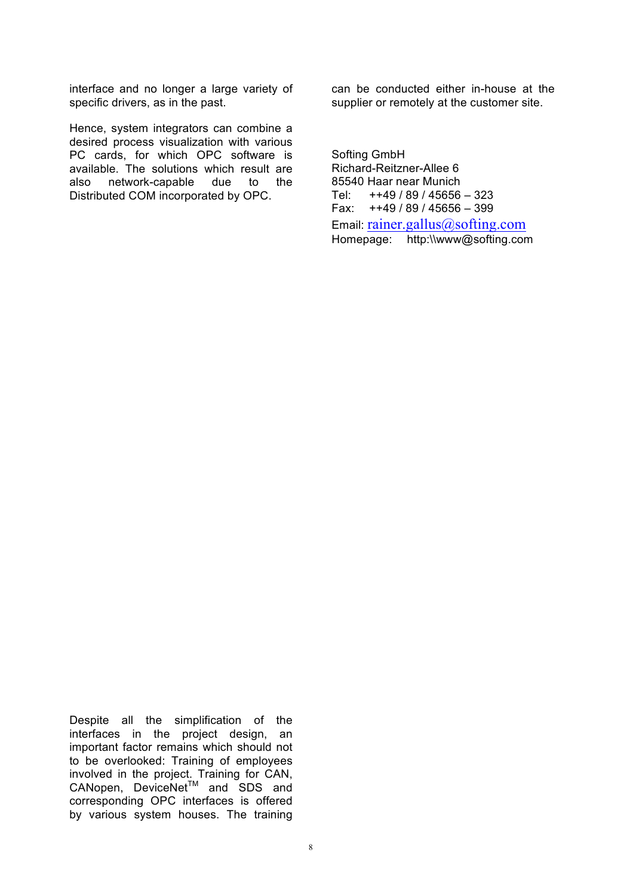interface and no longer a large variety of specific drivers, as in the past.

Hence, system integrators can combine a desired process visualization with various PC cards, for which OPC software is available. The solutions which result are also network-capable due to the Distributed COM incorporated by OPC.

Despite all the simplification of the interfaces in the project design, an important factor remains which should not to be overlooked: Training of employees involved in the project. Training for CAN, CANopen, DeviceNet™ and SDS and corresponding OPC interfaces is offered by various system houses. The training can be conducted either in-house at the supplier or remotely at the customer site.

Softing GmbH
Richard-Reitzner-Allee 6
85540 Haar near Munich
Tel: ++49 / 89 / 45656 – 323
Fax: ++49 / 89 / 45656 – 399
Email: rainer.gallus@softing.com
Homepage: http:\\www@softing.com